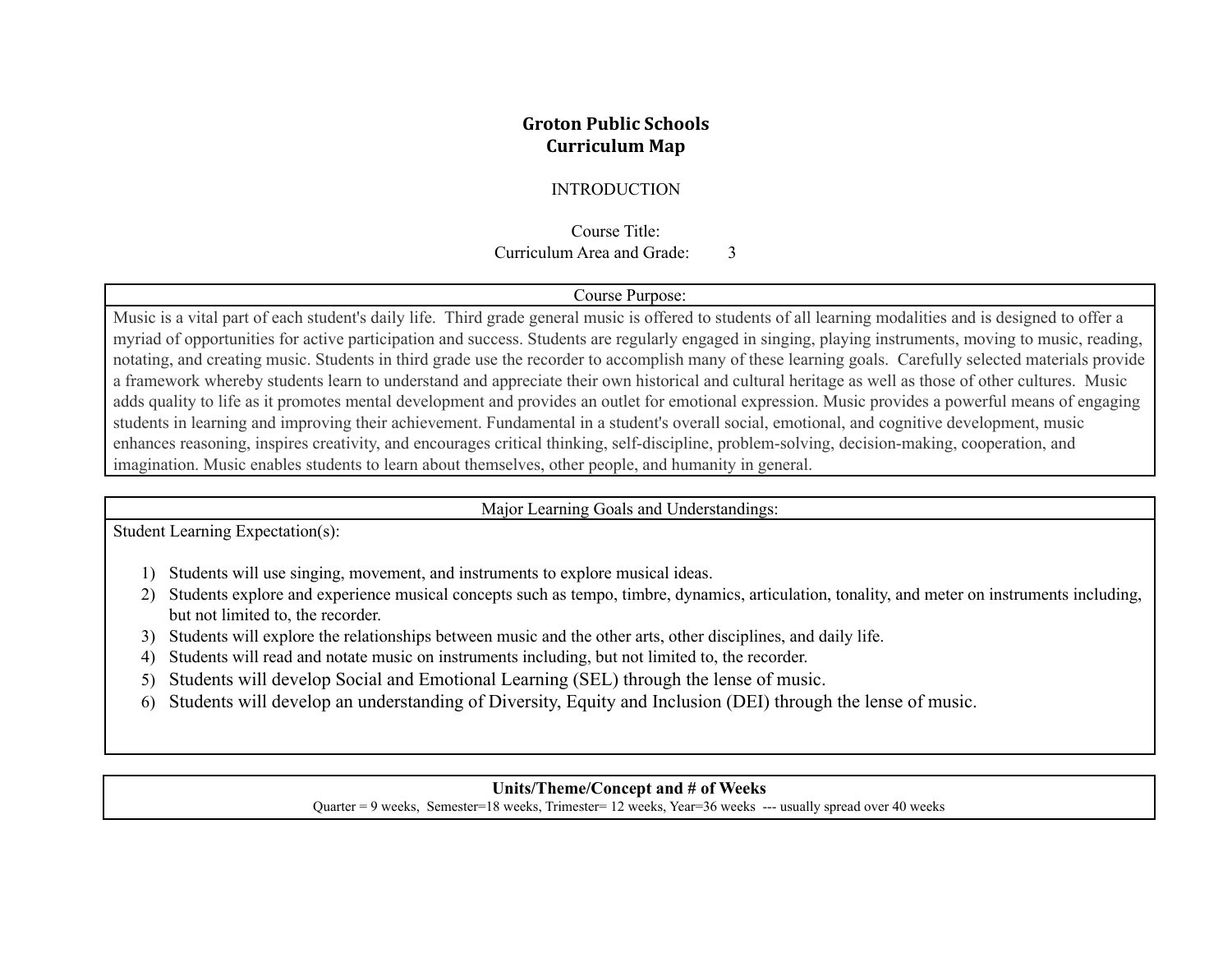# Groton Public Schools
## Curriculum Map

INTRODUCTION

Course Title:
Curriculum Area and Grade: 3

| Course Purpose: |
| --- |
| Music is a vital part of each student's daily life. Third grade general music is offered to students of all learning modalities and is designed to offer a myriad of opportunities for active participation and success. Students are regularly engaged in singing, playing instruments, moving to music, reading, notating, and creating music. Students in third grade use the recorder to accomplish many of these learning goals. Carefully selected materials provide a framework whereby students learn to understand and appreciate their own historical and cultural heritage as well as those of other cultures. Music adds quality to life as it promotes mental development and provides an outlet for emotional expression. Music provides a powerful means of engaging students in learning and improving their achievement. Fundamental in a student's overall social, emotional, and cognitive development, music enhances reasoning, inspires creativity, and encourages critical thinking, self-discipline, problem-solving, decision-making, cooperation, and imagination. Music enables students to learn about themselves, other people, and humanity in general. |

| Major Learning Goals and Understandings: |
| --- |
| Student Learning Expectation(s):<br><br>1) Students will use singing, movement, and instruments to explore musical ideas.<br>2) Students explore and experience musical concepts such as tempo, timbre, dynamics, articulation, tonality, and meter on instruments including, but not limited to, the recorder.<br>3) Students will explore the relationships between music and the other arts, other disciplines, and daily life.<br>4) Students will read and notate music on instruments including, but not limited to, the recorder.<br>5) Students will develop Social and Emotional Learning (SEL) through the lense of music.<br>6) Students will develop an understanding of Diversity, Equity and Inclusion (DEI) through the lense of music. |

| **Units/Theme/Concept and # of Weeks** |
| --- |
| Quarter = 9 weeks, Semester=18 weeks, Trimester= 12 weeks, Year=36 weeks --- usually spread over 40 weeks |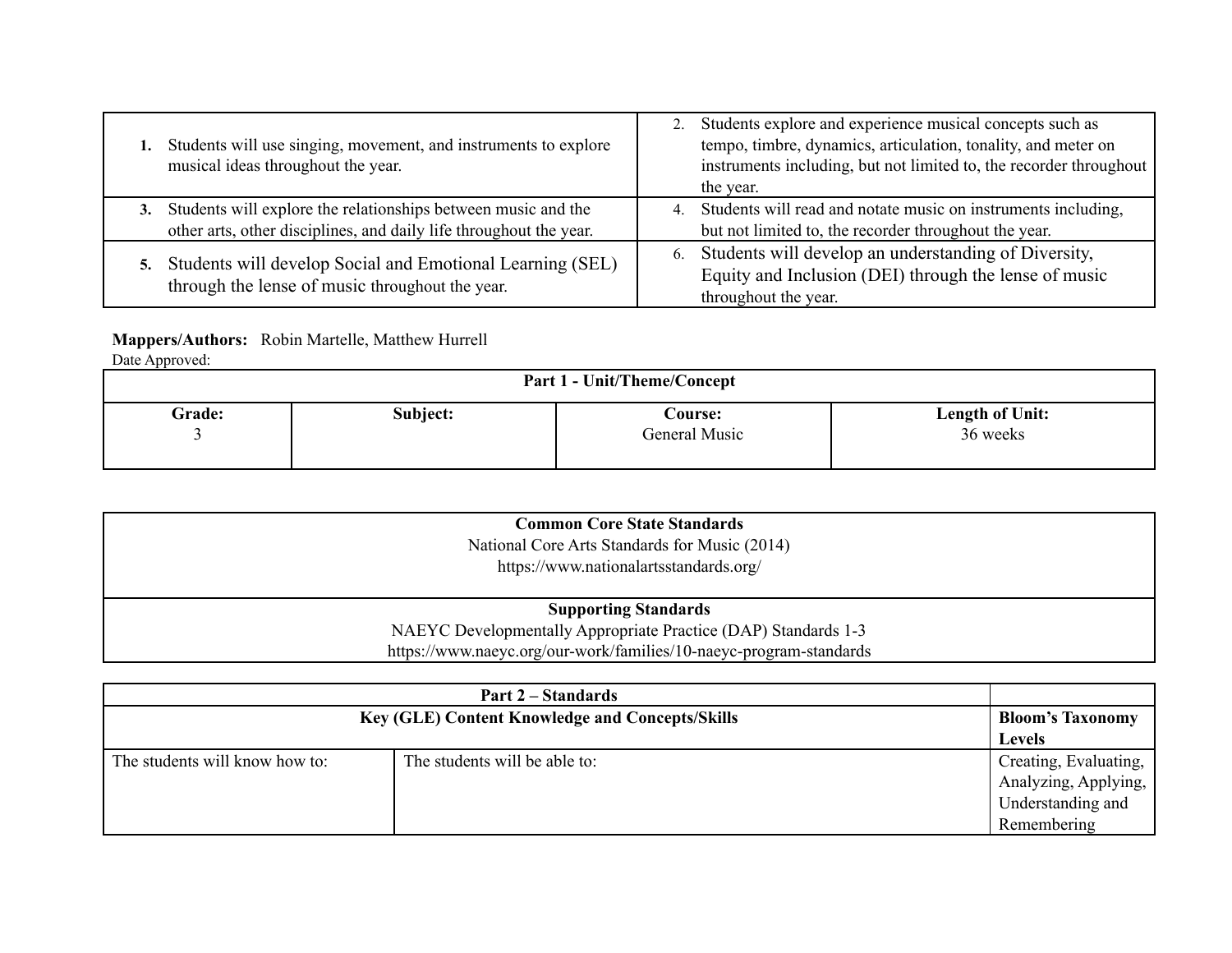| | |
|---|---|
| **1.** Students will use singing, movement, and instruments to explore musical ideas throughout the year. | 2. Students explore and experience musical concepts such as tempo, timbre, dynamics, articulation, tonality, and meter on instruments including, but not limited to, the recorder throughout the year. |
| **3.** Students will explore the relationships between music and the other arts, other disciplines, and daily life throughout the year. | 4. Students will read and notate music on instruments including, but not limited to, the recorder throughout the year. |
| **5.** Students will develop Social and Emotional Learning (SEL) through the lense of music throughout the year. | 6. Students will develop an understanding of Diversity, Equity and Inclusion (DEI) through the lense of music throughout the year. |

**Mappers/Authors:** Robin Martelle, Matthew Hurrell
Date Approved:

| **Part 1 - Unit/Theme/Concept** | | | |
|---|---|---|---|
| **Grade:** 3 | **Subject:** | **Course:** General Music | **Length of Unit:** 36 weeks |

| **Common Core State Standards** |
|---|
| National Core Arts Standards for Music (2014) https://www.nationalartsstandards.org/ |
| **Supporting Standards** |
| NAEYC Developmentally Appropriate Practice (DAP) Standards 1-3 https://www.naeyc.org/our-work/families/10-naeyc-program-standards |

| **Part 2 – Standards** | | |
|---|---|---|
| **Key (GLE) Content Knowledge and Concepts/Skills** | | **Bloom's Taxonomy Levels** |
| The students will know how to: | The students will be able to: | Creating, Evaluating, Analyzing, Applying, Understanding and Remembering |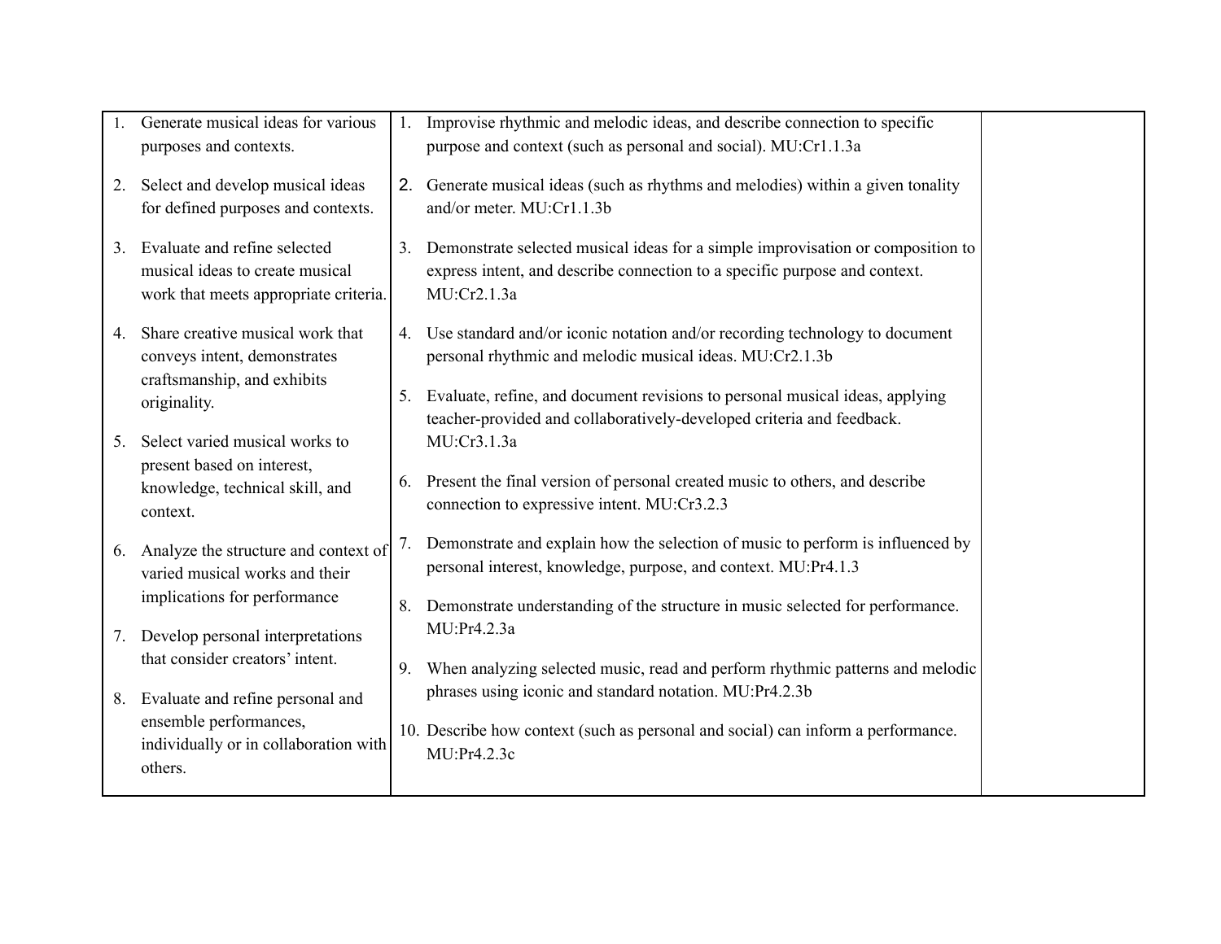| | | |
|---|---|---|
| 1. Generate musical ideas for various purposes and contexts.<br><br>2. Select and develop musical ideas for defined purposes and contexts.<br><br>3. Evaluate and refine selected musical ideas to create musical work that meets appropriate criteria.<br><br>4. Share creative musical work that conveys intent, demonstrates craftsmanship, and exhibits originality.<br><br>5. Select varied musical works to present based on interest, knowledge, technical skill, and context.<br><br>6. Analyze the structure and context of varied musical works and their implications for performance<br><br>7. Develop personal interpretations that consider creators' intent.<br><br>8. Evaluate and refine personal and ensemble performances, individually or in collaboration with others. | 1. Improvise rhythmic and melodic ideas, and describe connection to specific purpose and context (such as personal and social). MU:Cr1.1.3a<br><br>2. Generate musical ideas (such as rhythms and melodies) within a given tonality and/or meter. MU:Cr1.1.3b<br><br>3. Demonstrate selected musical ideas for a simple improvisation or composition to express intent, and describe connection to a specific purpose and context. MU:Cr2.1.3a<br><br>4. Use standard and/or iconic notation and/or recording technology to document personal rhythmic and melodic musical ideas. MU:Cr2.1.3b<br><br>5. Evaluate, refine, and document revisions to personal musical ideas, applying teacher-provided and collaboratively-developed criteria and feedback. MU:Cr3.1.3a<br><br>6. Present the final version of personal created music to others, and describe connection to expressive intent. MU:Cr3.2.3<br><br>7. Demonstrate and explain how the selection of music to perform is influenced by personal interest, knowledge, purpose, and context. MU:Pr4.1.3<br><br>8. Demonstrate understanding of the structure in music selected for performance. MU:Pr4.2.3a<br><br>9. When analyzing selected music, read and perform rhythmic patterns and melodic phrases using iconic and standard notation. MU:Pr4.2.3b<br><br>10. Describe how context (such as personal and social) can inform a performance. MU:Pr4.2.3c | |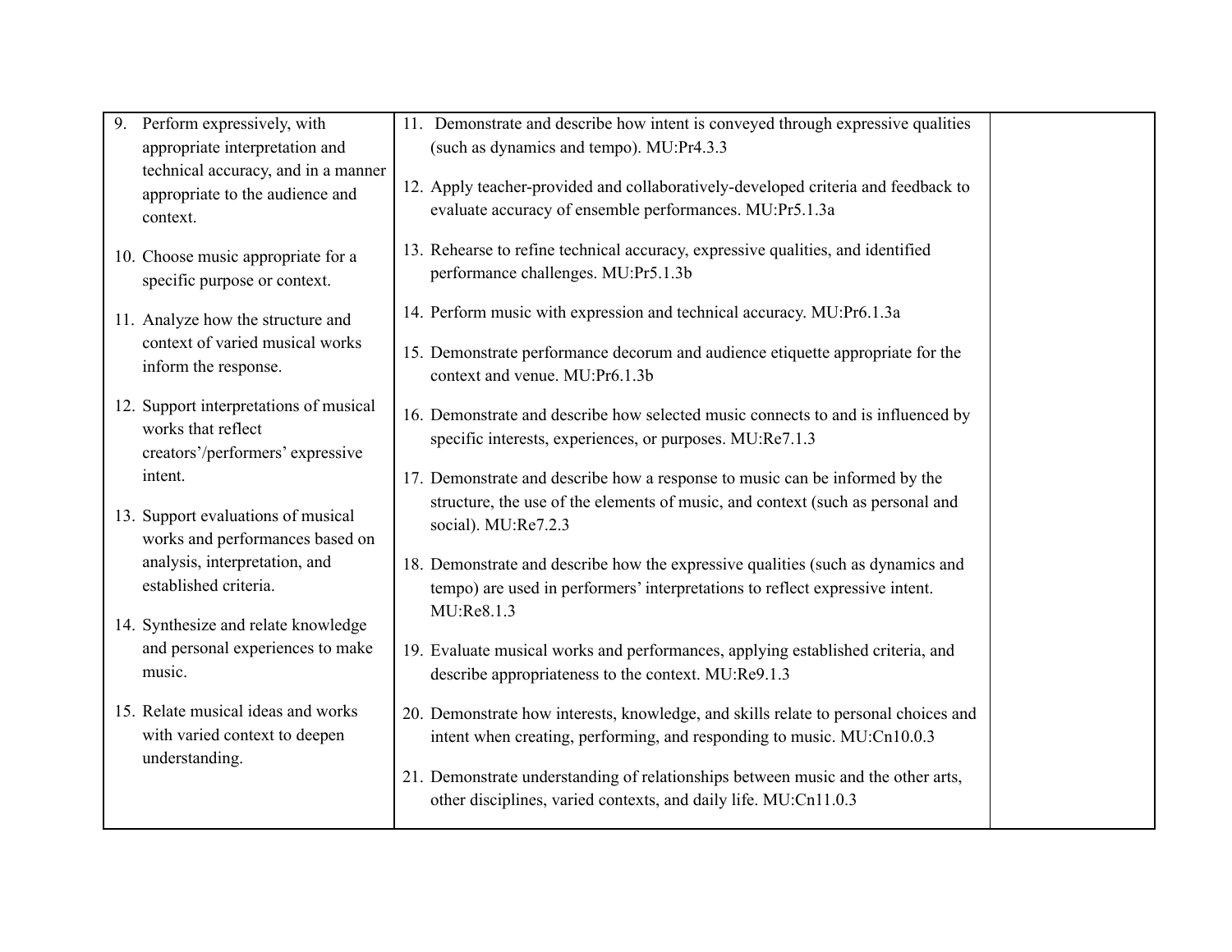| | | |
|---|---|---|
| 9. Perform expressively, with appropriate interpretation and technical accuracy, and in a manner appropriate to the audience and context.<br><br>10. Choose music appropriate for a specific purpose or context.<br><br>11. Analyze how the structure and context of varied musical works inform the response.<br><br>12. Support interpretations of musical works that reflect creators'/performers' expressive intent.<br><br>13. Support evaluations of musical works and performances based on analysis, interpretation, and established criteria.<br><br>14. Synthesize and relate knowledge and personal experiences to make music.<br><br>15. Relate musical ideas and works with varied context to deepen understanding. | 11. Demonstrate and describe how intent is conveyed through expressive qualities (such as dynamics and tempo). MU:Pr4.3.3<br><br>12. Apply teacher-provided and collaboratively-developed criteria and feedback to evaluate accuracy of ensemble performances. MU:Pr5.1.3a<br><br>13. Rehearse to refine technical accuracy, expressive qualities, and identified performance challenges. MU:Pr5.1.3b<br><br>14. Perform music with expression and technical accuracy. MU:Pr6.1.3a<br><br>15. Demonstrate performance decorum and audience etiquette appropriate for the context and venue. MU:Pr6.1.3b<br><br>16. Demonstrate and describe how selected music connects to and is influenced by specific interests, experiences, or purposes. MU:Re7.1.3<br><br>17. Demonstrate and describe how a response to music can be informed by the structure, the use of the elements of music, and context (such as personal and social). MU:Re7.2.3<br><br>18. Demonstrate and describe how the expressive qualities (such as dynamics and tempo) are used in performers' interpretations to reflect expressive intent. MU:Re8.1.3<br><br>19. Evaluate musical works and performances, applying established criteria, and describe appropriateness to the context. MU:Re9.1.3<br><br>20. Demonstrate how interests, knowledge, and skills relate to personal choices and intent when creating, performing, and responding to music. MU:Cn10.0.3<br><br>21. Demonstrate understanding of relationships between music and the other arts, other disciplines, varied contexts, and daily life. MU:Cn11.0.3 | |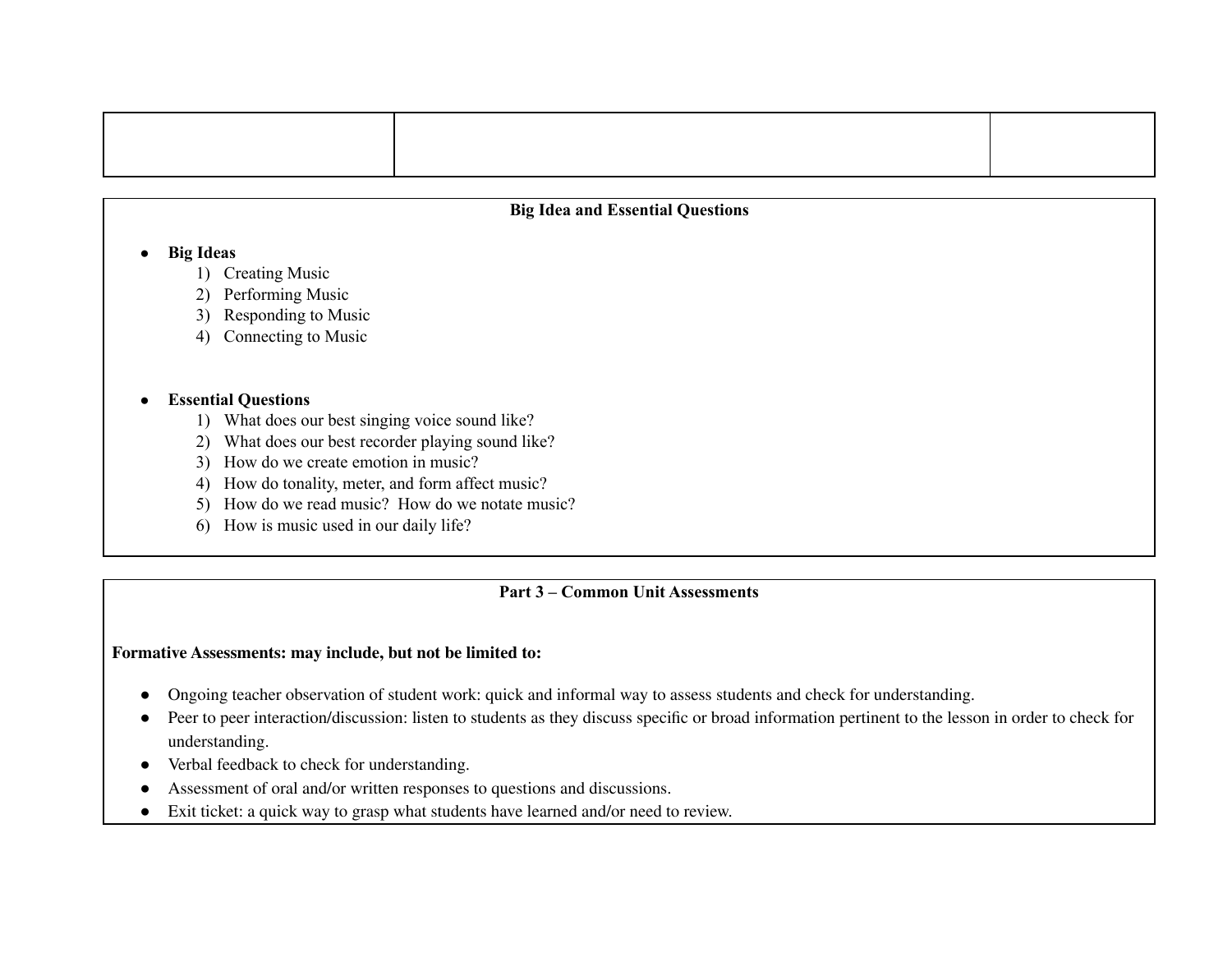| | | |
|---|---|---|
| | | |

## Big Idea and Essential Questions

- **Big Ideas**
  1) Creating Music
  2) Performing Music
  3) Responding to Music
  4) Connecting to Music

- **Essential Questions**
  1) What does our best singing voice sound like?
  2) What does our best recorder playing sound like?
  3) How do we create emotion in music?
  4) How do tonality, meter, and form affect music?
  5) How do we read music? How do we notate music?
  6) How is music used in our daily life?

## Part 3 – Common Unit Assessments

**Formative Assessments: may include, but not be limited to:**

- Ongoing teacher observation of student work: quick and informal way to assess students and check for understanding.
- Peer to peer interaction/discussion: listen to students as they discuss specific or broad information pertinent to the lesson in order to check for understanding.
- Verbal feedback to check for understanding.
- Assessment of oral and/or written responses to questions and discussions.
- Exit ticket: a quick way to grasp what students have learned and/or need to review.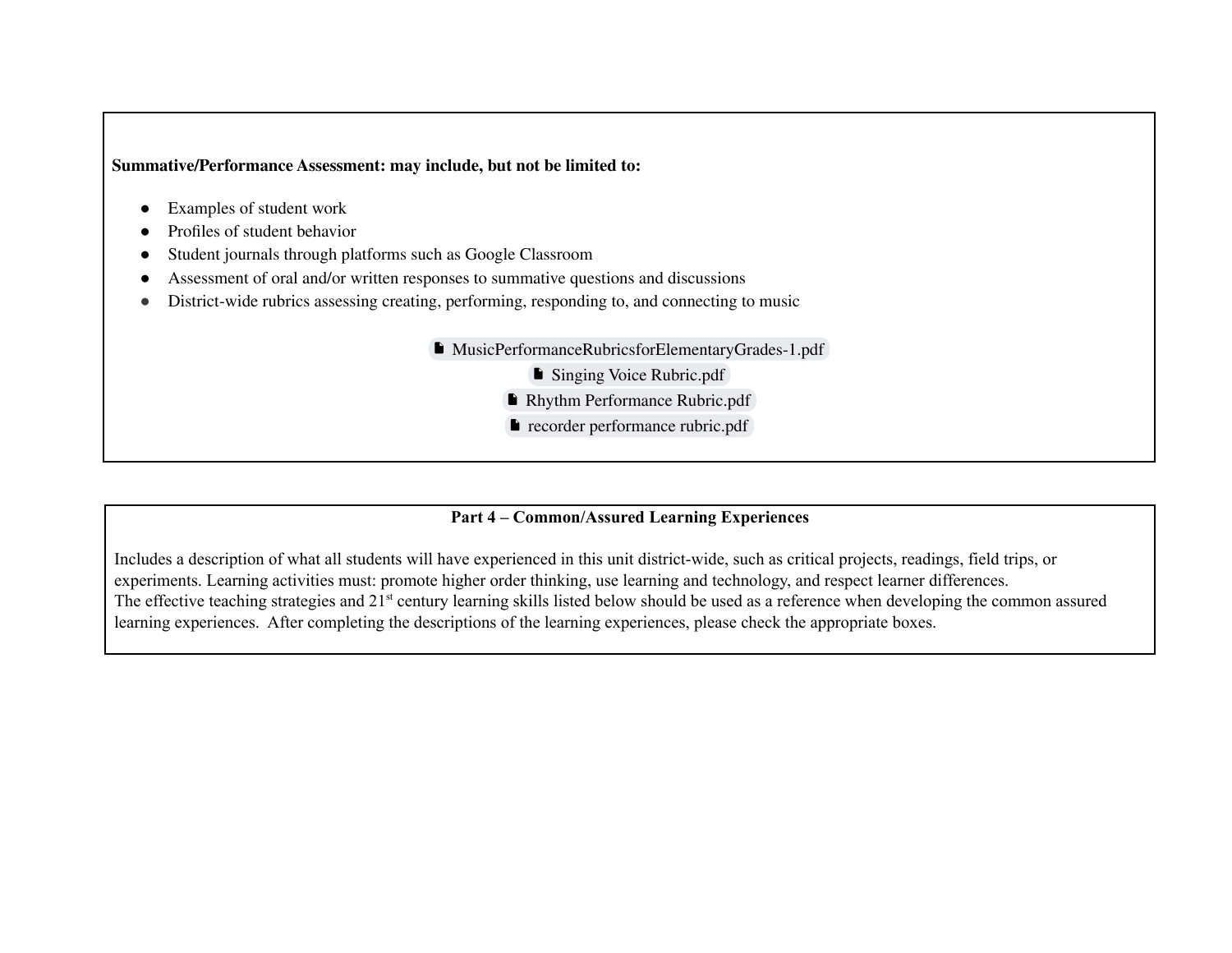**Summative/Performance Assessment: may include, but not be limited to:**

- Examples of student work
- Profiles of student behavior
- Student journals through platforms such as Google Classroom
- Assessment of oral and/or written responses to summative questions and discussions
- District-wide rubrics assessing creating, performing, responding to, and connecting to music

MusicPerformanceRubricsforElementaryGrades-1.pdf

Singing Voice Rubric.pdf

Rhythm Performance Rubric.pdf

recorder performance rubric.pdf

**Part 4 – Common/Assured Learning Experiences**

Includes a description of what all students will have experienced in this unit district-wide, such as critical projects, readings, field trips, or experiments. Learning activities must: promote higher order thinking, use learning and technology, and respect learner differences.
The effective teaching strategies and 21st century learning skills listed below should be used as a reference when developing the common assured learning experiences. After completing the descriptions of the learning experiences, please check the appropriate boxes.